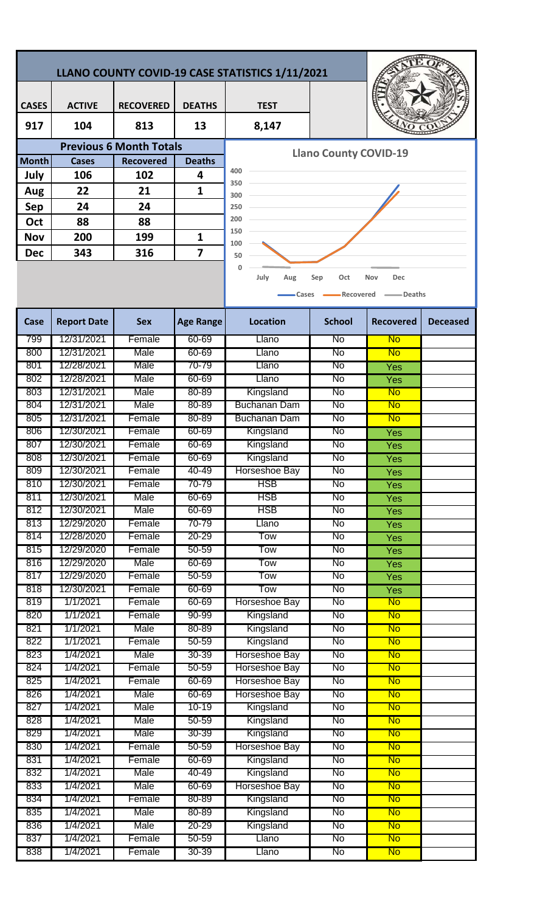# LLANO COUNTY COVID-19 CASE STATISTICS 1/11/2021

| CASES | ACTIVE | RECOVERED | DEATHS | TEST |
|---|---|---|---|---|
| 917 | 104 | 813 | 13 | 8,147 |

## Previous 6 Month Totals

| Month | Cases | Recovered | Deaths |
|---|---|---|---|
| July | 106 | 102 | 4 |
| Aug | 22 | 21 | 1 |
| Sep | 24 | 24 | |
| Oct | 88 | 88 | |
| Nov | 200 | 199 | 1 |
| Dec | 343 | 316 | 7 |

**Llano County COVID-19**

(Chart: Cases, Recovered, Deaths — July through Dec)

| Case | Report Date | Sex | Age Range | Location | School | Recovered | Deceased |
|---|---|---|---|---|---|---|---|
| 799 | 12/31/2021 | Female | 60-69 | Llano | No | No | |
| 800 | 12/31/2021 | Male | 60-69 | Llano | No | No | |
| 801 | 12/28/2021 | Male | 70-79 | Llano | No | Yes | |
| 802 | 12/28/2021 | Male | 60-69 | Llano | No | Yes | |
| 803 | 12/31/2021 | Male | 80-89 | Kingsland | No | No | |
| 804 | 12/31/2021 | Male | 80-89 | Buchanan Dam | No | No | |
| 805 | 12/31/2021 | Female | 80-89 | Buchanan Dam | No | No | |
| 806 | 12/30/2021 | Female | 60-69 | Kingsland | No | Yes | |
| 807 | 12/30/2021 | Female | 60-69 | Kingsland | No | Yes | |
| 808 | 12/30/2021 | Female | 60-69 | Kingsland | No | Yes | |
| 809 | 12/30/2021 | Female | 40-49 | Horseshoe Bay | No | Yes | |
| 810 | 12/30/2021 | Female | 70-79 | HSB | No | Yes | |
| 811 | 12/30/2021 | Male | 60-69 | HSB | No | Yes | |
| 812 | 12/30/2021 | Male | 60-69 | HSB | No | Yes | |
| 813 | 12/29/2020 | Female | 70-79 | Llano | No | Yes | |
| 814 | 12/28/2020 | Female | 20-29 | Tow | No | Yes | |
| 815 | 12/29/2020 | Female | 50-59 | Tow | No | Yes | |
| 816 | 12/29/2020 | Male | 60-69 | Tow | No | Yes | |
| 817 | 12/29/2020 | Female | 50-59 | Tow | No | Yes | |
| 818 | 12/30/2021 | Female | 60-69 | Tow | No | Yes | |
| 819 | 1/1/2021 | Female | 60-69 | Horseshoe Bay | No | No | |
| 820 | 1/1/2021 | Female | 90-99 | Kingsland | No | No | |
| 821 | 1/1/2021 | Male | 80-89 | Kingsland | No | No | |
| 822 | 1/1/2021 | Female | 50-59 | Kingsland | No | No | |
| 823 | 1/4/2021 | Male | 30-39 | Horseshoe Bay | No | No | |
| 824 | 1/4/2021 | Female | 50-59 | Horseshoe Bay | No | No | |
| 825 | 1/4/2021 | Female | 60-69 | Horseshoe Bay | No | No | |
| 826 | 1/4/2021 | Male | 60-69 | Horseshoe Bay | No | No | |
| 827 | 1/4/2021 | Male | 10-19 | Kingsland | No | No | |
| 828 | 1/4/2021 | Male | 50-59 | Kingsland | No | No | |
| 829 | 1/4/2021 | Male | 30-39 | Kingsland | No | No | |
| 830 | 1/4/2021 | Female | 50-59 | Horseshoe Bay | No | No | |
| 831 | 1/4/2021 | Female | 60-69 | Kingsland | No | No | |
| 832 | 1/4/2021 | Male | 40-49 | Kingsland | No | No | |
| 833 | 1/4/2021 | Male | 60-69 | Horseshoe Bay | No | No | |
| 834 | 1/4/2021 | Female | 80-89 | Kingsland | No | No | |
| 835 | 1/4/2021 | Male | 80-89 | Kingsland | No | No | |
| 836 | 1/4/2021 | Male | 20-29 | Kingsland | No | No | |
| 837 | 1/4/2021 | Female | 50-59 | Llano | No | No | |
| 838 | 1/4/2021 | Female | 30-39 | Llano | No | No | |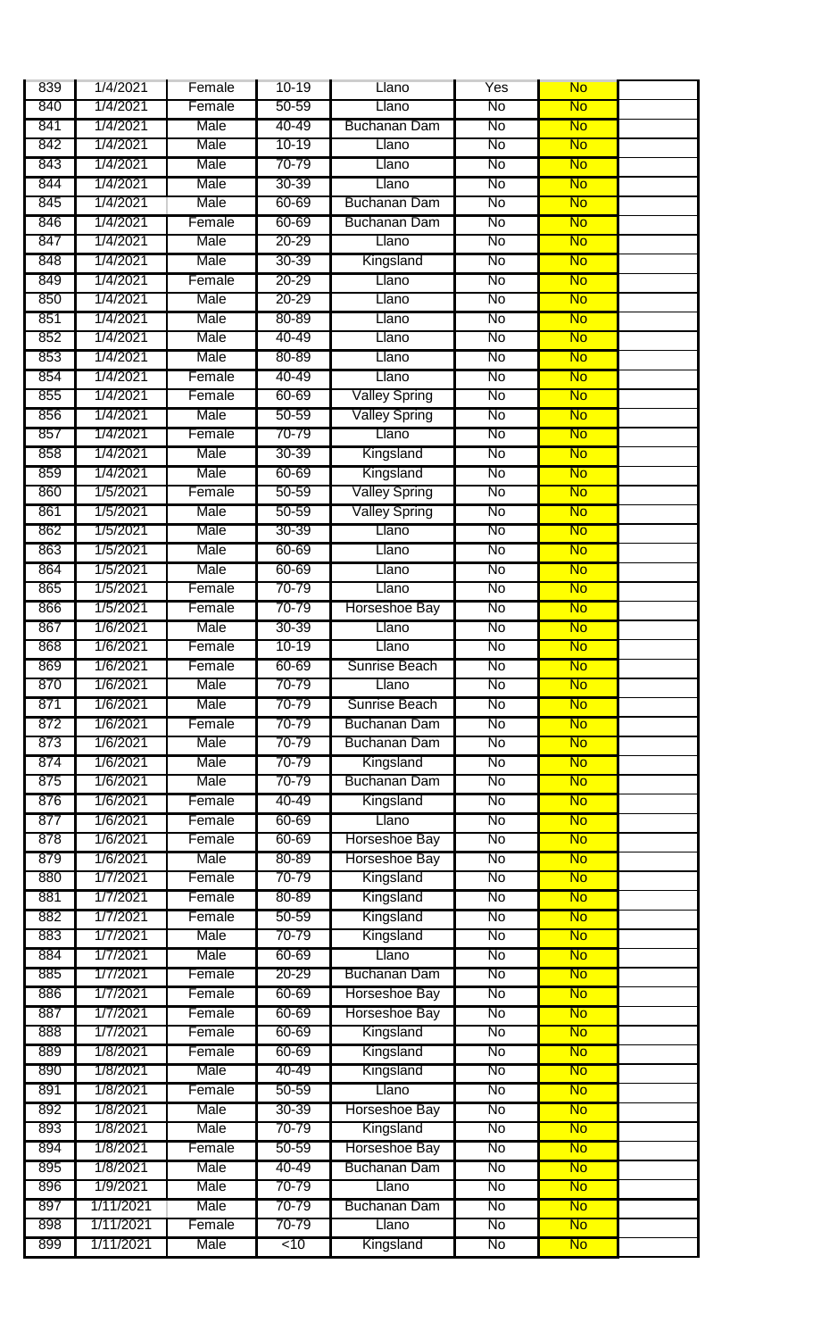| 839 | 1/4/2021 | Female | 10-19 | Llano | Yes | No | |
|---|---|---|---|---|---|---|---|
| 840 | 1/4/2021 | Female | 50-59 | Llano | No | No | |
| 841 | 1/4/2021 | Male | 40-49 | Buchanan Dam | No | No | |
| 842 | 1/4/2021 | Male | 10-19 | Llano | No | No | |
| 843 | 1/4/2021 | Male | 70-79 | Llano | No | No | |
| 844 | 1/4/2021 | Male | 30-39 | Llano | No | No | |
| 845 | 1/4/2021 | Male | 60-69 | Buchanan Dam | No | No | |
| 846 | 1/4/2021 | Female | 60-69 | Buchanan Dam | No | No | |
| 847 | 1/4/2021 | Male | 20-29 | Llano | No | No | |
| 848 | 1/4/2021 | Male | 30-39 | Kingsland | No | No | |
| 849 | 1/4/2021 | Female | 20-29 | Llano | No | No | |
| 850 | 1/4/2021 | Male | 20-29 | Llano | No | No | |
| 851 | 1/4/2021 | Male | 80-89 | Llano | No | No | |
| 852 | 1/4/2021 | Male | 40-49 | Llano | No | No | |
| 853 | 1/4/2021 | Male | 80-89 | Llano | No | No | |
| 854 | 1/4/2021 | Female | 40-49 | Llano | No | No | |
| 855 | 1/4/2021 | Female | 60-69 | Valley Spring | No | No | |
| 856 | 1/4/2021 | Male | 50-59 | Valley Spring | No | No | |
| 857 | 1/4/2021 | Female | 70-79 | Llano | No | No | |
| 858 | 1/4/2021 | Male | 30-39 | Kingsland | No | No | |
| 859 | 1/4/2021 | Male | 60-69 | Kingsland | No | No | |
| 860 | 1/5/2021 | Female | 50-59 | Valley Spring | No | No | |
| 861 | 1/5/2021 | Male | 50-59 | Valley Spring | No | No | |
| 862 | 1/5/2021 | Male | 30-39 | Llano | No | No | |
| 863 | 1/5/2021 | Male | 60-69 | Llano | No | No | |
| 864 | 1/5/2021 | Male | 60-69 | Llano | No | No | |
| 865 | 1/5/2021 | Female | 70-79 | Llano | No | No | |
| 866 | 1/5/2021 | Female | 70-79 | Horseshoe Bay | No | No | |
| 867 | 1/6/2021 | Male | 30-39 | Llano | No | No | |
| 868 | 1/6/2021 | Female | 10-19 | Llano | No | No | |
| 869 | 1/6/2021 | Female | 60-69 | Sunrise Beach | No | No | |
| 870 | 1/6/2021 | Male | 70-79 | Llano | No | No | |
| 871 | 1/6/2021 | Male | 70-79 | Sunrise Beach | No | No | |
| 872 | 1/6/2021 | Female | 70-79 | Buchanan Dam | No | No | |
| 873 | 1/6/2021 | Male | 70-79 | Buchanan Dam | No | No | |
| 874 | 1/6/2021 | Male | 70-79 | Kingsland | No | No | |
| 875 | 1/6/2021 | Male | 70-79 | Buchanan Dam | No | No | |
| 876 | 1/6/2021 | Female | 40-49 | Kingsland | No | No | |
| 877 | 1/6/2021 | Female | 60-69 | Llano | No | No | |
| 878 | 1/6/2021 | Female | 60-69 | Horseshoe Bay | No | No | |
| 879 | 1/6/2021 | Male | 80-89 | Horseshoe Bay | No | No | |
| 880 | 1/7/2021 | Female | 70-79 | Kingsland | No | No | |
| 881 | 1/7/2021 | Female | 80-89 | Kingsland | No | No | |
| 882 | 1/7/2021 | Female | 50-59 | Kingsland | No | No | |
| 883 | 1/7/2021 | Male | 70-79 | Kingsland | No | No | |
| 884 | 1/7/2021 | Male | 60-69 | Llano | No | No | |
| 885 | 1/7/2021 | Female | 20-29 | Buchanan Dam | No | No | |
| 886 | 1/7/2021 | Female | 60-69 | Horseshoe Bay | No | No | |
| 887 | 1/7/2021 | Female | 60-69 | Horseshoe Bay | No | No | |
| 888 | 1/7/2021 | Female | 60-69 | Kingsland | No | No | |
| 889 | 1/8/2021 | Female | 60-69 | Kingsland | No | No | |
| 890 | 1/8/2021 | Male | 40-49 | Kingsland | No | No | |
| 891 | 1/8/2021 | Female | 50-59 | Llano | No | No | |
| 892 | 1/8/2021 | Male | 30-39 | Horseshoe Bay | No | No | |
| 893 | 1/8/2021 | Male | 70-79 | Kingsland | No | No | |
| 894 | 1/8/2021 | Female | 50-59 | Horseshoe Bay | No | No | |
| 895 | 1/8/2021 | Male | 40-49 | Buchanan Dam | No | No | |
| 896 | 1/9/2021 | Male | 70-79 | Llano | No | No | |
| 897 | 1/11/2021 | Male | 70-79 | Buchanan Dam | No | No | |
| 898 | 1/11/2021 | Female | 70-79 | Llano | No | No | |
| 899 | 1/11/2021 | Male | <10 | Kingsland | No | No | |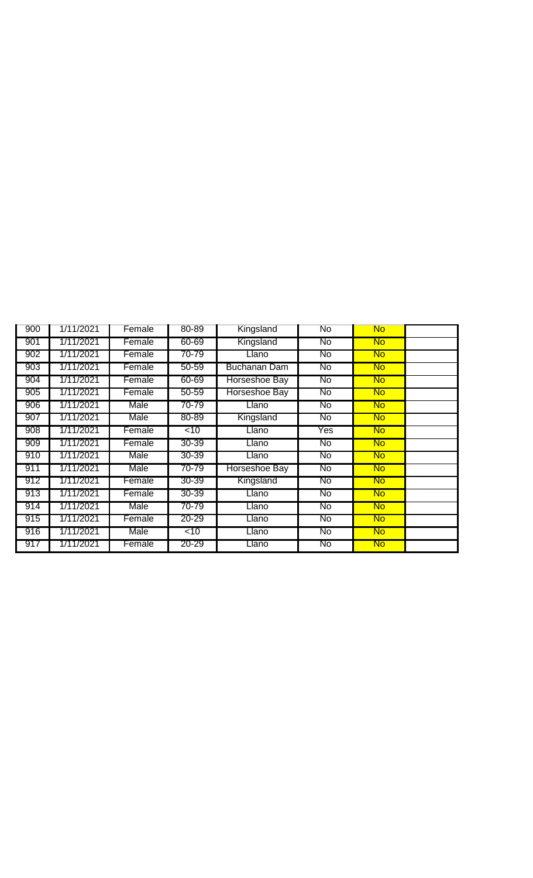| | | | | | | | |
|---|---|---|---|---|---|---|---|
| 900 | 1/11/2021 | Female | 80-89 | Kingsland | No | No | |
| 901 | 1/11/2021 | Female | 60-69 | Kingsland | No | No | |
| 902 | 1/11/2021 | Female | 70-79 | Llano | No | No | |
| 903 | 1/11/2021 | Female | 50-59 | Buchanan Dam | No | No | |
| 904 | 1/11/2021 | Female | 60-69 | Horseshoe Bay | No | No | |
| 905 | 1/11/2021 | Female | 50-59 | Horseshoe Bay | No | No | |
| 906 | 1/11/2021 | Male | 70-79 | Llano | No | No | |
| 907 | 1/11/2021 | Male | 80-89 | Kingsland | No | No | |
| 908 | 1/11/2021 | Female | <10 | Llano | Yes | No | |
| 909 | 1/11/2021 | Female | 30-39 | Llano | No | No | |
| 910 | 1/11/2021 | Male | 30-39 | Llano | No | No | |
| 911 | 1/11/2021 | Male | 70-79 | Horseshoe Bay | No | No | |
| 912 | 1/11/2021 | Female | 30-39 | Kingsland | No | No | |
| 913 | 1/11/2021 | Female | 30-39 | Llano | No | No | |
| 914 | 1/11/2021 | Male | 70-79 | Llano | No | No | |
| 915 | 1/11/2021 | Female | 20-29 | Llano | No | No | |
| 916 | 1/11/2021 | Male | <10 | Llano | No | No | |
| 917 | 1/11/2021 | Female | 20-29 | Llano | No | No | |